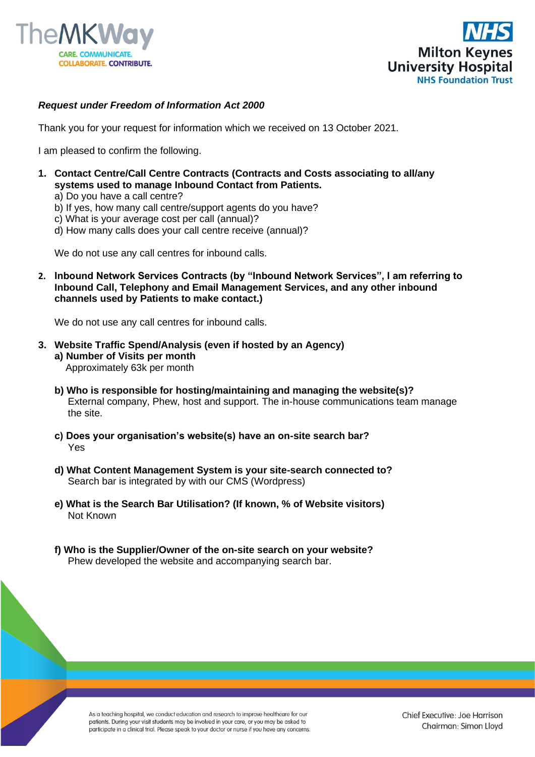***Request under Freedom of Information Act 2000***

Thank you for your request for information which we received on 13 October 2021.

I am pleased to confirm the following.

1. **Contact Centre/Call Centre Contracts (Contracts and Costs associating to all/any systems used to manage Inbound Contact from Patients.**
   a) Do you have a call centre?
   b) If yes, how many call centre/support agents do you have?
   c) What is your average cost per call (annual)?
   d) How many calls does your call centre receive (annual)?

   We do not use any call centres for inbound calls.

2. **Inbound Network Services Contracts (by "Inbound Network Services", I am referring to Inbound Call, Telephony and Email Management Services, and any other inbound channels used by Patients to make contact.)**

   We do not use any call centres for inbound calls.

3. **Website Traffic Spend/Analysis (even if hosted by an Agency)**
   **a) Number of Visits per month**
   Approximately 63k per month

   **b) Who is responsible for hosting/maintaining and managing the website(s)?**
   External company, Phew, host and support. The in-house communications team manage the site.

   **c) Does your organisation's website(s) have an on-site search bar?**
   Yes

   **d) What Content Management System is your site-search connected to?**
   Search bar is integrated by with our CMS (Wordpress)

   **e) What is the Search Bar Utilisation? (If known, % of Website visitors)**
   Not Known

   **f) Who is the Supplier/Owner of the on-site search on your website?**
   Phew developed the website and accompanying search bar.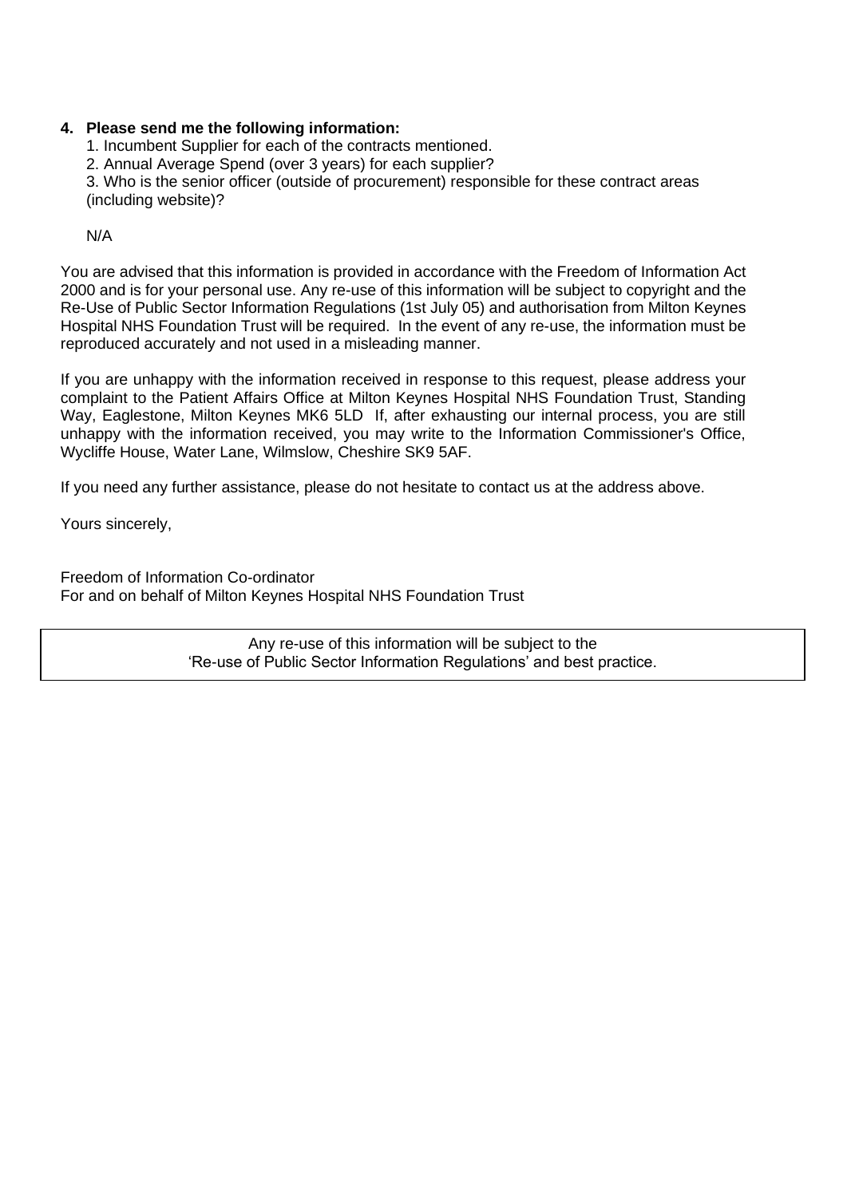4. **Please send me the following information:**
   1. Incumbent Supplier for each of the contracts mentioned.
   2. Annual Average Spend (over 3 years) for each supplier?
   3. Who is the senior officer (outside of procurement) responsible for these contract areas (including website)?

   N/A

You are advised that this information is provided in accordance with the Freedom of Information Act 2000 and is for your personal use. Any re-use of this information will be subject to copyright and the Re-Use of Public Sector Information Regulations (1st July 05) and authorisation from Milton Keynes Hospital NHS Foundation Trust will be required. In the event of any re-use, the information must be reproduced accurately and not used in a misleading manner.

If you are unhappy with the information received in response to this request, please address your complaint to the Patient Affairs Office at Milton Keynes Hospital NHS Foundation Trust, Standing Way, Eaglestone, Milton Keynes MK6 5LD If, after exhausting our internal process, you are still unhappy with the information received, you may write to the Information Commissioner's Office, Wycliffe House, Water Lane, Wilmslow, Cheshire SK9 5AF.

If you need any further assistance, please do not hesitate to contact us at the address above.

Yours sincerely,

Freedom of Information Co-ordinator
For and on behalf of Milton Keynes Hospital NHS Foundation Trust

Any re-use of this information will be subject to the
'Re-use of Public Sector Information Regulations' and best practice.